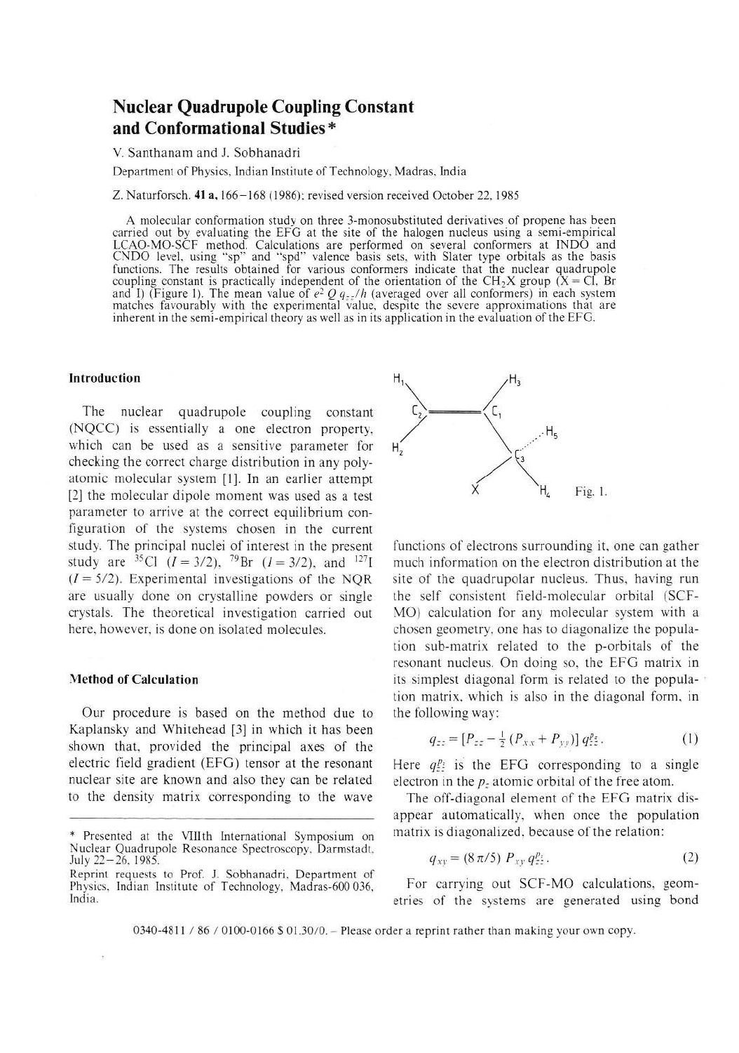# Nuclear Quadrupole Coupling Constant and Conformational Studies*

V. Santhanam and J. Sobhanadri

Department of Physics, Indian Institute of Technology, Madras, India

Z. Naturforsch. **41 a**, 166–168 (1986); revised version received October 22, 1985

A molecular conformation study on three 3-monosubstituted derivatives of propene has been carried out by evaluating the EFG at the site of the halogen nucleus using a semi-empirical LCAO-MO-SCF method. Calculations are performed on several conformers at INDO and CNDO level, using "sp" and "spd" valence basis sets, with Slater type orbitals as the basis functions. The results obtained for various conformers indicate that the nuclear quadrupole coupling constant is practically independent of the orientation of the $CH_2X$ group (X = Cl, Br and I) (Figure 1). The mean value of $e^2 Q q_{zz}/h$ (averaged over all conformers) in each system matches favourably with the experimental value, despite the severe approximations that are inherent in the semi-empirical theory as well as in its application in the evaluation of the EFG.

## Introduction

The nuclear quadrupole coupling constant (NQCC) is essentially a one electron property, which can be used as a sensitive parameter for checking the correct charge distribution in any polyatomic molecular system [1]. In an earlier attempt [2] the molecular dipole moment was used as a test parameter to arrive at the correct equilibrium configuration of the systems chosen in the current study. The principal nuclei of interest in the present study are $^{35}Cl$ ($I = 3/2$), $^{79}Br$ ($I = 3/2$), and $^{127}I$ ($I = 5/2$). Experimental investigations of the NQR are usually done on crystalline powders or single crystals. The theoretical investigation carried out here, however, is done on isolated molecules.

## Method of Calculation

Our procedure is based on the method due to Kaplansky and Whitehead [3] in which it has been shown that, provided the principal axes of the electric field gradient (EFG) tensor at the resonant nuclear site are known and also they can be related to the density matrix corresponding to the wave functions of electrons surrounding it, one can gather much information on the electron distribution at the site of the quadrupolar nucleus. Thus, having run the self consistent field-molecular orbital (SCF-MO) calculation for any molecular system with a chosen geometry, one has to diagonalize the population sub-matrix related to the p-orbitals of the resonant nucleus. On doing so, the EFG matrix in its simplest diagonal form is related to the population matrix, which is also in the diagonal form, in the following way:

$$q_{zz} = [P_{zz} - \tfrac{1}{2}(P_{xx} + P_{yy})]\, q_{zz}^{p_z}. \tag{1}$$

Here $q_{zz}^{p_z}$ is the EFG corresponding to a single electron in the $p_z$ atomic orbital of the free atom.

The off-diagonal element of the EFG matrix disappear automatically, when once the population matrix is diagonalized, because of the relation:

$$q_{xy} = (8\pi/5)\, P_{xy}\, q_{zz}^{p_z}. \tag{2}$$

For carrying out SCF-MO calculations, geometries of the systems are generated using bond

Fig. 1.

* Presented at the VIIIth International Symposium on Nuclear Quadrupole Resonance Spectroscopy, Darmstadt, July 22–26, 1985.

Reprint requests to Prof. J. Sobhanadri, Department of Physics, Indian Institute of Technology, Madras-600 036, India.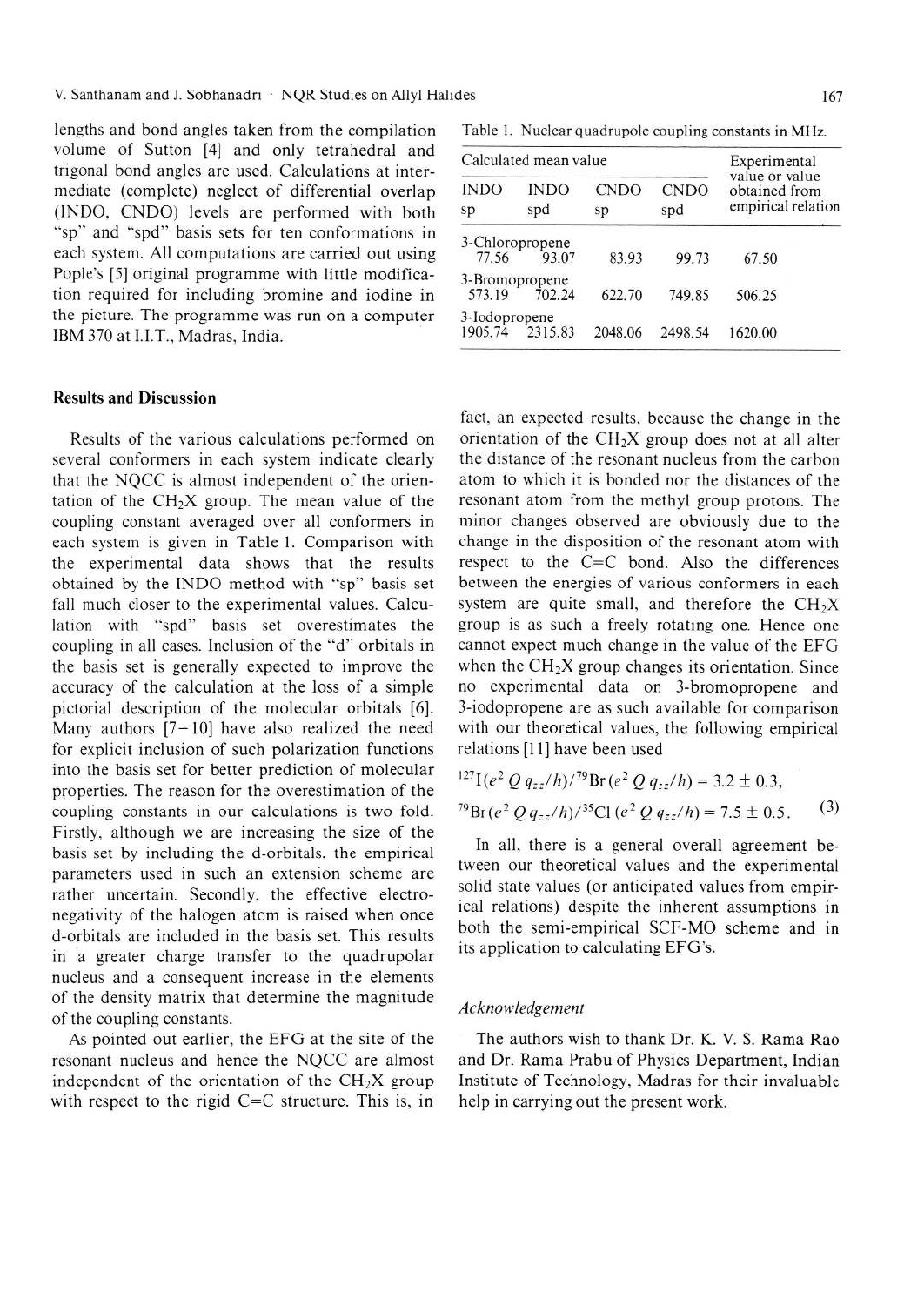lengths and bond angles taken from the compilation volume of Sutton [4] and only tetrahedral and trigonal bond angles are used. Calculations at intermediate (complete) neglect of differential overlap (INDO, CNDO) levels are performed with both "sp" and "spd" basis sets for ten conformations in each system. All computations are carried out using Pople's [5] original programme with little modification required for including bromine and iodine in the picture. The programme was run on a computer IBM 370 at I.I.T., Madras, India.

Table 1. Nuclear quadrupole coupling constants in MHz.

| Calculated mean value | | | | Experimental value or value obtained from empirical relation |
|---|---|---|---|---|
| INDO sp | INDO spd | CNDO sp | CNDO spd | |
| 3-Chloropropene | | | | |
| 77.56 | 93.07 | 83.93 | 99.73 | 67.50 |
| 3-Bromopropene | | | | |
| 573.19 | 702.24 | 622.70 | 749.85 | 506.25 |
| 3-Iodopropene | | | | |
| 1905.74 | 2315.83 | 2048.06 | 2498.54 | 1620.00 |

## Results and Discussion

Results of the various calculations performed on several conformers in each system indicate clearly that the NQCC is almost independent of the orientation of the $CH_2X$ group. The mean value of the coupling constant averaged over all conformers in each system is given in Table 1. Comparison with the experimental data shows that the results obtained by the INDO method with "sp" basis set fall much closer to the experimental values. Calculation with "spd" basis set overestimates the coupling in all cases. Inclusion of the "d" orbitals in the basis set is generally expected to improve the accuracy of the calculation at the loss of a simple pictorial description of the molecular orbitals [6]. Many authors [7–10] have also realized the need for explicit inclusion of such polarization functions into the basis set for better prediction of molecular properties. The reason for the overestimation of the coupling constants in our calculations is two fold. Firstly, although we are increasing the size of the basis set by including the d-orbitals, the empirical parameters used in such an extension scheme are rather uncertain. Secondly, the effective electronegativity of the halogen atom is raised when once d-orbitals are included in the basis set. This results in a greater charge transfer to the quadrupolar nucleus and a consequent increase in the elements of the density matrix that determine the magnitude of the coupling constants.

As pointed out earlier, the EFG at the site of the resonant nucleus and hence the NQCC are almost independent of the orientation of the $CH_2X$ group with respect to the rigid C=C structure. This is, in fact, an expected results, because the change in the orientation of the $CH_2X$ group does not at all alter the distance of the resonant nucleus from the carbon atom to which it is bonded nor the distances of the resonant atom from the methyl group protons. The minor changes observed are obviously due to the change in the disposition of the resonant atom with respect to the C=C bond. Also the differences between the energies of various conformers in each system are quite small, and therefore the $CH_2X$ group is as such a freely rotating one. Hence one cannot expect much change in the value of the EFG when the $CH_2X$ group changes its orientation. Since no experimental data on 3-bromopropene and 3-iodopropene are as such available for comparison with our theoretical values, the following empirical relations [11] have been used

$$
\begin{aligned}
&{}^{127}\mathrm{I}(e^2 Q\, q_{zz}/h)/{}^{79}\mathrm{Br}(e^2 Q\, q_{zz}/h) = 3.2 \pm 0.3, \\
&{}^{79}\mathrm{Br}(e^2 Q\, q_{zz}/h)/{}^{35}\mathrm{Cl}(e^2 Q\, q_{zz}/h) = 7.5 \pm 0.5. \qquad (3)
\end{aligned}
$$

In all, there is a general overall agreement between our theoretical values and the experimental solid state values (or anticipated values from empirical relations) despite the inherent assumptions in both the semi-empirical SCF-MO scheme and in its application to calculating EFG's.

### *Acknowledgement*

The authors wish to thank Dr. K. V. S. Rama Rao and Dr. Rama Prabu of Physics Department, Indian Institute of Technology, Madras for their invaluable help in carrying out the present work.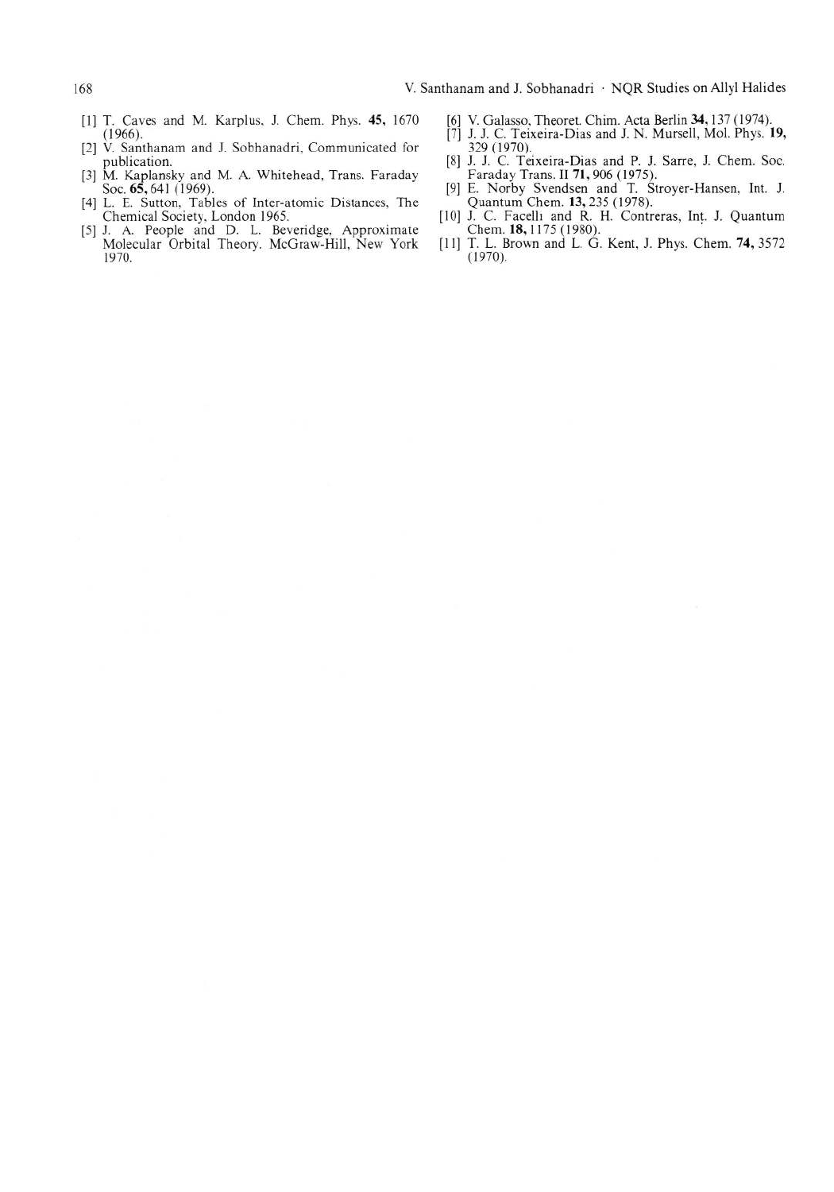[1] T. Caves and M. Karplus, J. Chem. Phys. **45**, 1670 (1966).
[2] V. Santhanam and J. Sobhanadri, Communicated for publication.
[3] M. Kaplansky and M. A. Whitehead, Trans. Faraday Soc. **65**, 641 (1969).
[4] L. E. Sutton, Tables of Inter-atomic Distances, The Chemical Society, London 1965.
[5] J. A. People and D. L. Beveridge, Approximate Molecular Orbital Theory. McGraw-Hill, New York 1970.
[6] V. Galasso, Theoret. Chim. Acta Berlin **34**, 137 (1974).
[7] J. J. C. Teixeira-Dias and J. N. Mursell, Mol. Phys. **19**, 329 (1970).
[8] J. J. C. Teixeira-Dias and P. J. Sarre, J. Chem. Soc. Faraday Trans. II **71**, 906 (1975).
[9] E. Norby Svendsen and T. Stroyer-Hansen, Int. J. Quantum Chem. **13**, 235 (1978).
[10] J. C. Facelli and R. H. Contreras, Int. J. Quantum Chem. **18**, 1175 (1980).
[11] T. L. Brown and L. G. Kent, J. Phys. Chem. **74**, 3572 (1970).